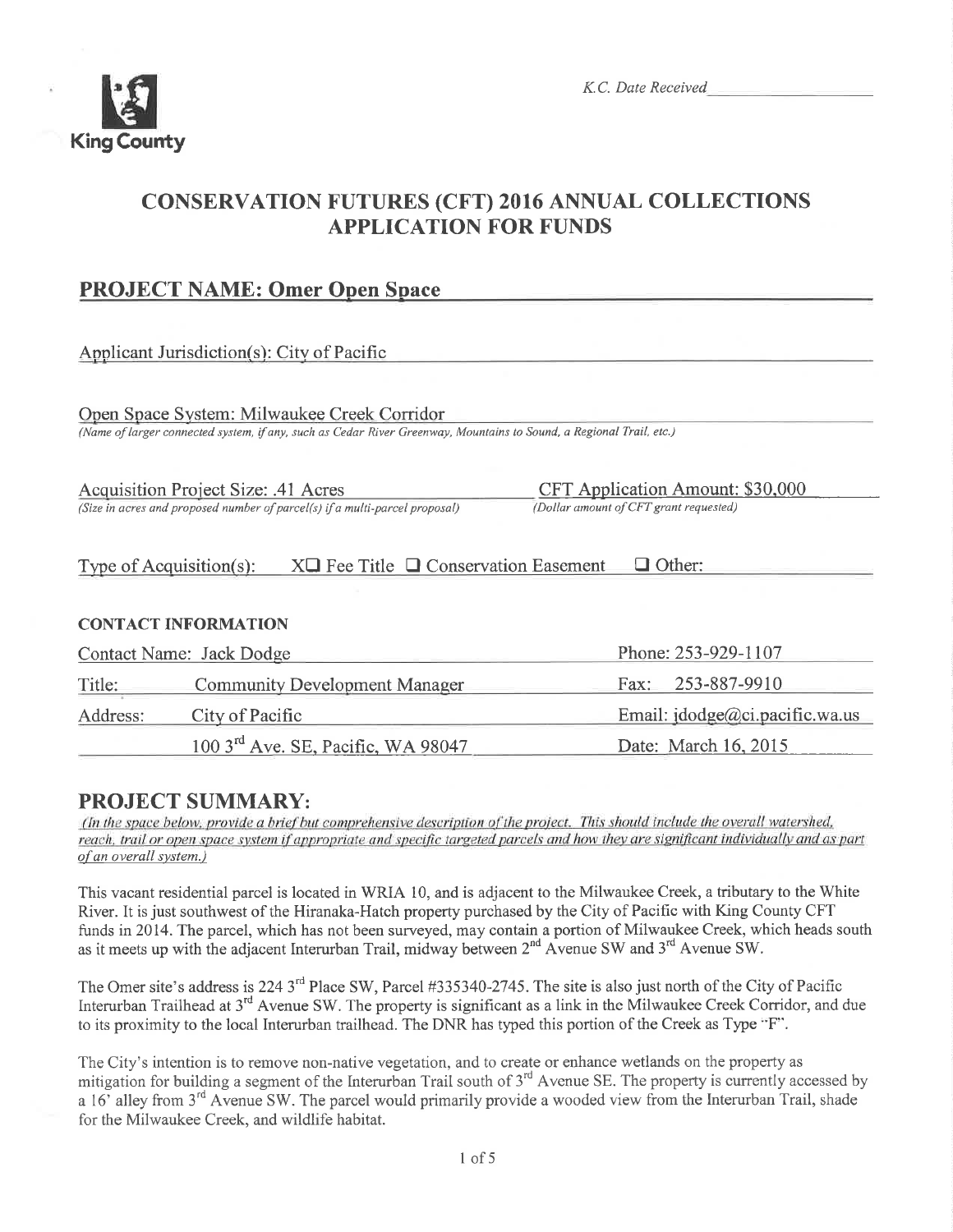King County

*K.C. Date Received* ______________

# CONSERVATION FUTURES (CFT) 2016 ANNUAL COLLECTIONS APPLICATION FOR FUNDS

## PROJECT NAME: Omer Open Space

Applicant Jurisdiction(s): City of Pacific

Open Space System: Milwaukee Creek Corridor
*(Name of larger connected system, if any, such as Cedar River Greenway, Mountains to Sound, a Regional Trail, etc.)*

Acquisition Project Size: .41 Acres
*(Size in acres and proposed number of parcel(s) if a multi-parcel proposal)*

CFT Application Amount: $30,000
*(Dollar amount of CFT grant requested)*

Type of Acquisition(s): X☐ Fee Title ☐ Conservation Easement ☐ Other:

### CONTACT INFORMATION

| | | |
|---|---|---|
| Contact Name: | Jack Dodge | Phone: 253-929-1107 |
| Title: | Community Development Manager | Fax: 253-887-9910 |
| Address: | City of Pacific | Email: jdodge@ci.pacific.wa.us |
| | 100 3rd Ave. SE, Pacific, WA 98047 | Date: March 16, 2015 |

## PROJECT SUMMARY:

*(In the space below, provide a brief but comprehensive description of the project. This should include the overall watershed, reach, trail or open space system if appropriate and specific targeted parcels and how they are significant individually and as part of an overall system.)*

This vacant residential parcel is located in WRIA 10, and is adjacent to the Milwaukee Creek, a tributary to the White River. It is just southwest of the Hiranaka-Hatch property purchased by the City of Pacific with King County CFT funds in 2014. The parcel, which has not been surveyed, may contain a portion of Milwaukee Creek, which heads south as it meets up with the adjacent Interurban Trail, midway between 2nd Avenue SW and 3rd Avenue SW.

The Omer site's address is 224 3rd Place SW, Parcel #335340-2745. The site is also just north of the City of Pacific Interurban Trailhead at 3rd Avenue SW. The property is significant as a link in the Milwaukee Creek Corridor, and due to its proximity to the local Interurban trailhead. The DNR has typed this portion of the Creek as Type "F".

The City's intention is to remove non-native vegetation, and to create or enhance wetlands on the property as mitigation for building a segment of the Interurban Trail south of 3rd Avenue SE. The property is currently accessed by a 16' alley from 3rd Avenue SW. The parcel would primarily provide a wooded view from the Interurban Trail, shade for the Milwaukee Creek, and wildlife habitat.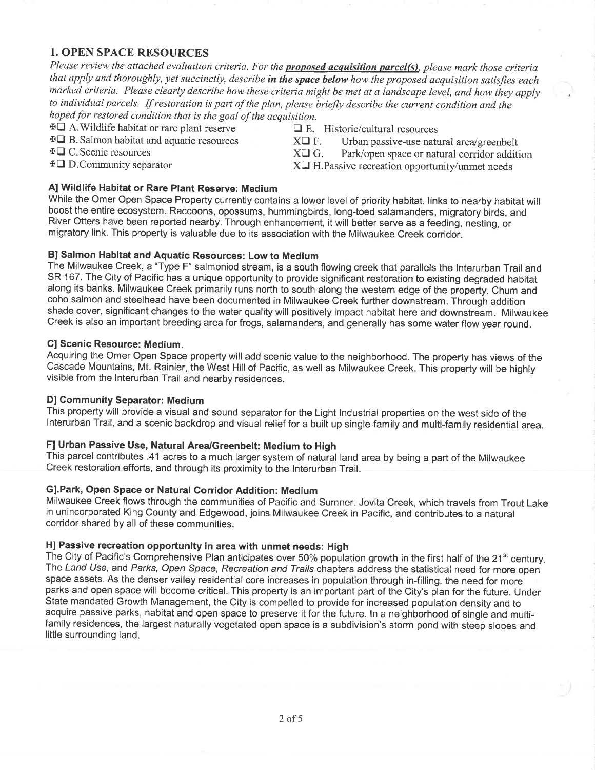## 1. OPEN SPACE RESOURCES

*Please review the attached evaluation criteria. For the* ***proposed acquisition parcel(s)****, please mark those criteria that apply and thoroughly, yet succinctly, describe* ***in the space below*** *how the proposed acquisition satisfies each marked criteria. Please clearly describe how these criteria might be met at a landscape level, and how they apply to individual parcels. If restoration is part of the plan, please briefly describe the current condition and the hoped for restored condition that is the goal of the acquisition.*

- ☒ A. Wildlife habitat or rare plant reserve
- ☒ B. Salmon habitat and aquatic resources
- ☒ C. Scenic resources
- ☒ D. Community separator
- ☐ E. Historic/cultural resources
- X☐ F. Urban passive-use natural area/greenbelt
- X☐ G. Park/open space or natural corridor addition
- X☐ H. Passive recreation opportunity/unmet needs

### A] Wildlife Habitat or Rare Plant Reserve: Medium

While the Omer Open Space Property currently contains a lower level of priority habitat, links to nearby habitat will boost the entire ecosystem. Raccoons, opossums, hummingbirds, long-toed salamanders, migratory birds, and River Otters have been reported nearby. Through enhancement, it will better serve as a feeding, nesting, or migratory link. This property is valuable due to its association with the Milwaukee Creek corridor.

### B] Salmon Habitat and Aquatic Resources: Low to Medium

The Milwaukee Creek, a "Type F" salmoniod stream, is a south flowing creek that parallels the Interurban Trail and SR 167. The City of Pacific has a unique opportunity to provide significant restoration to existing degraded habitat along its banks. Milwaukee Creek primarily runs north to south along the western edge of the property. Chum and coho salmon and steelhead have been documented in Milwaukee Creek further downstream. Through addition shade cover, significant changes to the water quality will positively impact habitat here and downstream. Milwaukee Creek is also an important breeding area for frogs, salamanders, and generally has some water flow year round.

### C] Scenic Resource: Medium.

Acquiring the Omer Open Space property will add scenic value to the neighborhood. The property has views of the Cascade Mountains, Mt. Rainier, the West Hill of Pacific, as well as Milwaukee Creek. This property will be highly visible from the Interurban Trail and nearby residences.

### D] Community Separator: Medium

This property will provide a visual and sound separator for the Light Industrial properties on the west side of the Interurban Trail, and a scenic backdrop and visual relief for a built up single-family and multi-family residential area.

### F] Urban Passive Use, Natural Area/Greenbelt: Medium to High

This parcel contributes .41 acres to a much larger system of natural land area by being a part of the Milwaukee Creek restoration efforts, and through its proximity to the Interurban Trail.

### G].Park, Open Space or Natural Corridor Addition: Medium

Milwaukee Creek flows through the communities of Pacific and Sumner. Jovita Creek, which travels from Trout Lake in unincorporated King County and Edgewood, joins Milwaukee Creek in Pacific, and contributes to a natural corridor shared by all of these communities.

### H] Passive recreation opportunity in area with unmet needs: High

The City of Pacific's Comprehensive Plan anticipates over 50% population growth in the first half of the 21st century. The *Land Use*, and *Parks, Open Space, Recreation and Trails* chapters address the statistical need for more open space assets. As the denser valley residential core increases in population through in-filling, the need for more parks and open space will become critical. This property is an important part of the City's plan for the future. Under State mandated Growth Management, the City is compelled to provide for increased population density and to acquire passive parks, habitat and open space to preserve it for the future. In a neighborhood of single and multi-family residences, the largest naturally vegetated open space is a subdivision's storm pond with steep slopes and little surrounding land.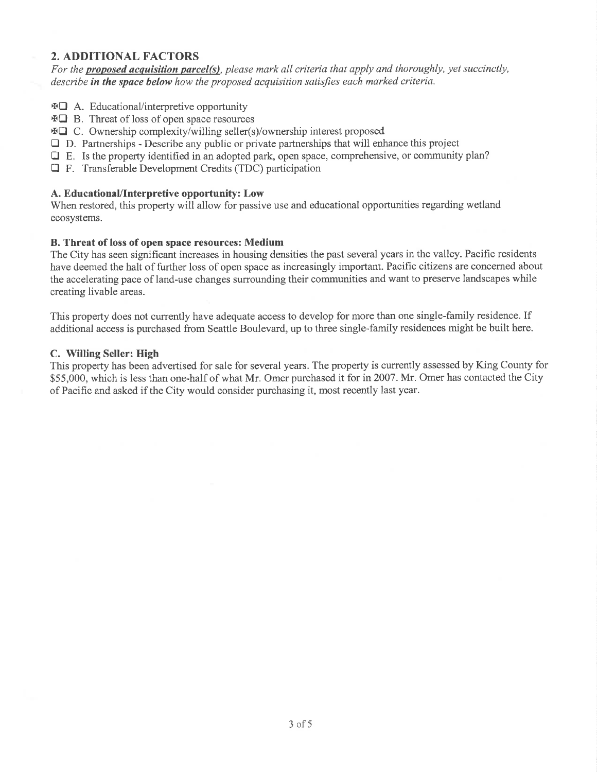## 2. ADDITIONAL FACTORS

*For the* ***proposed acquisition parcel(s)****, please mark all criteria that apply and thoroughly, yet succinctly, describe* ***in the space below*** *how the proposed acquisition satisfies each marked criteria.*

- [x] A. Educational/interpretive opportunity
- [x] B. Threat of loss of open space resources
- [x] C. Ownership complexity/willing seller(s)/ownership interest proposed
- [ ] D. Partnerships - Describe any public or private partnerships that will enhance this project
- [ ] E. Is the property identified in an adopted park, open space, comprehensive, or community plan?
- [ ] F. Transferable Development Credits (TDC) participation

**A. Educational/Interpretive opportunity: Low**

When restored, this property will allow for passive use and educational opportunities regarding wetland ecosystems.

**B. Threat of loss of open space resources: Medium**

The City has seen significant increases in housing densities the past several years in the valley. Pacific residents have deemed the halt of further loss of open space as increasingly important. Pacific citizens are concerned about the accelerating pace of land-use changes surrounding their communities and want to preserve landscapes while creating livable areas.

This property does not currently have adequate access to develop for more than one single-family residence. If additional access is purchased from Seattle Boulevard, up to three single-family residences might be built here.

**C. Willing Seller: High**

This property has been advertised for sale for several years. The property is currently assessed by King County for $55,000, which is less than one-half of what Mr. Omer purchased it for in 2007. Mr. Omer has contacted the City of Pacific and asked if the City would consider purchasing it, most recently last year.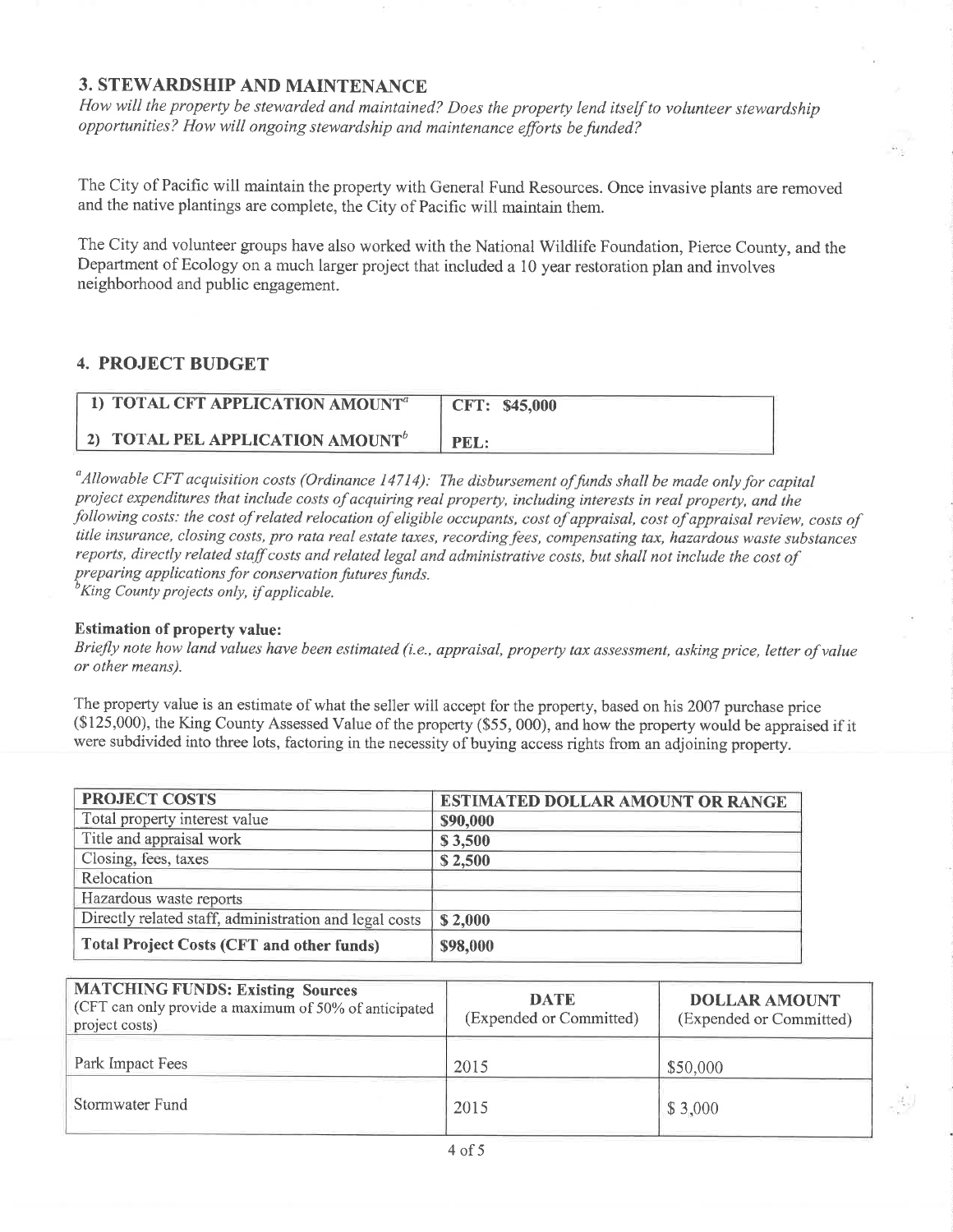## 3. STEWARDSHIP AND MAINTENANCE

*How will the property be stewarded and maintained? Does the property lend itself to volunteer stewardship opportunities? How will ongoing stewardship and maintenance efforts be funded?*

The City of Pacific will maintain the property with General Fund Resources. Once invasive plants are removed and the native plantings are complete, the City of Pacific will maintain them.

The City and volunteer groups have also worked with the National Wildlife Foundation, Pierce County, and the Department of Ecology on a much larger project that included a 10 year restoration plan and involves neighborhood and public engagement.

## 4. PROJECT BUDGET

| | |
|---|---|
| **1) TOTAL CFT APPLICATION AMOUNT[a]** | **CFT: $45,000** |
| **2) TOTAL PEL APPLICATION AMOUNT[b]** | **PEL:** |

[a]*Allowable CFT acquisition costs (Ordinance 14714): The disbursement of funds shall be made only for capital project expenditures that include costs of acquiring real property, including interests in real property, and the following costs: the cost of related relocation of eligible occupants, cost of appraisal, cost of appraisal review, costs of title insurance, closing costs, pro rata real estate taxes, recording fees, compensating tax, hazardous waste substances reports, directly related staff costs and related legal and administrative costs, but shall not include the cost of preparing applications for conservation futures funds.*
[b]*King County projects only, if applicable.*

**Estimation of property value:**
*Briefly note how land values have been estimated (i.e., appraisal, property tax assessment, asking price, letter of value or other means).*

The property value is an estimate of what the seller will accept for the property, based on his 2007 purchase price ($125,000), the King County Assessed Value of the property ($55, 000), and how the property would be appraised if it were subdivided into three lots, factoring in the necessity of buying access rights from an adjoining property.

| PROJECT COSTS | ESTIMATED DOLLAR AMOUNT OR RANGE |
|---|---|
| Total property interest value | **$90,000** |
| Title and appraisal work | **$ 3,500** |
| Closing, fees, taxes | **$ 2,500** |
| Relocation | |
| Hazardous waste reports | |
| Directly related staff, administration and legal costs | **$ 2,000** |
| **Total Project Costs (CFT and other funds)** | **$98,000** |

| **MATCHING FUNDS: Existing Sources** (CFT can only provide a maximum of 50% of anticipated project costs) | **DATE** (Expended or Committed) | **DOLLAR AMOUNT** (Expended or Committed) |
|---|---|---|
| Park Impact Fees | 2015 | $50,000 |
| Stormwater Fund | 2015 | $ 3,000 |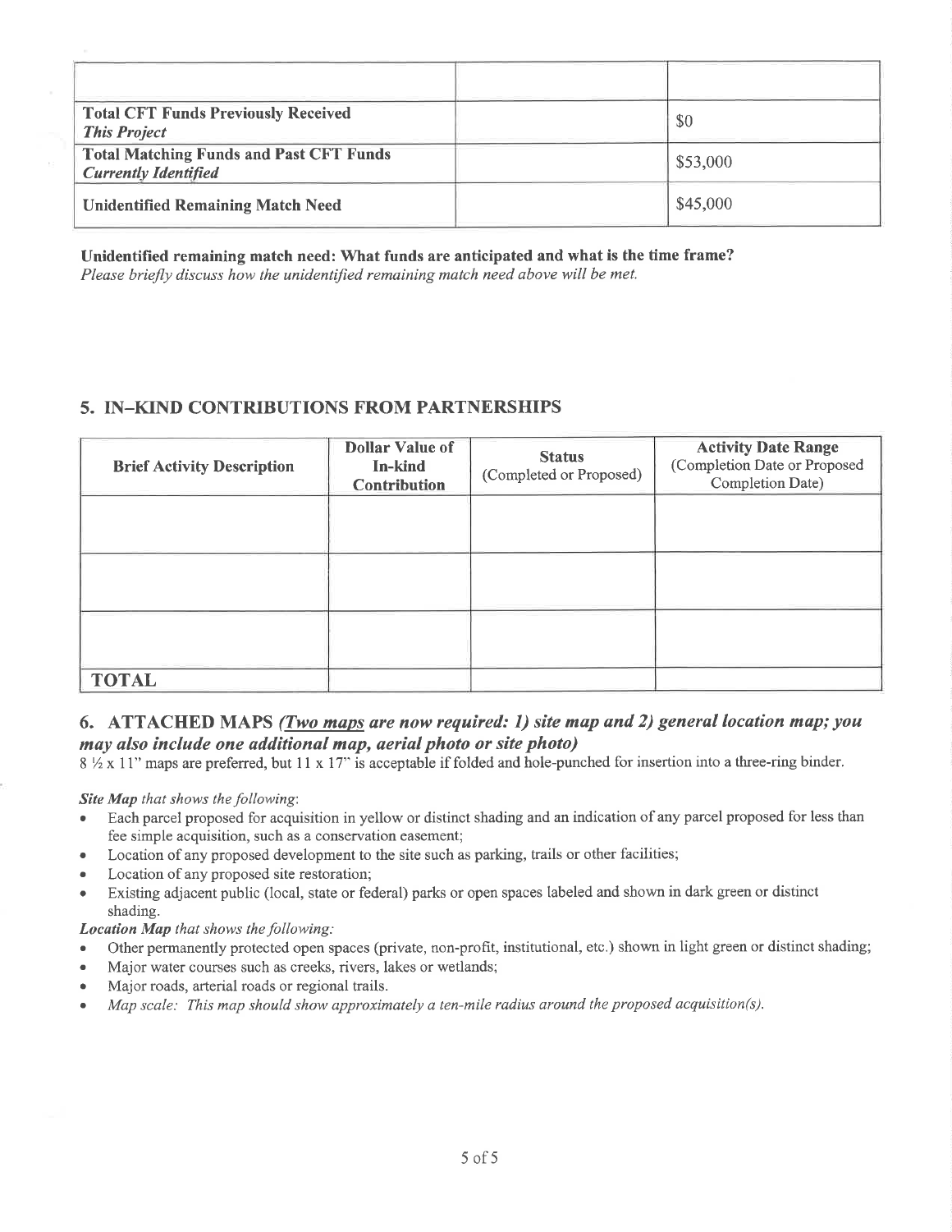| | | |
|---|---|---|
| | | |
| ***Total CFT Funds Previously Received This Project*** | | $0 |
| ***Total Matching Funds and Past CFT Funds Currently Identified*** | | $53,000 |
| **Unidentified Remaining Match Need** | | $45,000 |

**Unidentified remaining match need: What funds are anticipated and what is the time frame?**
*Please briefly discuss how the unidentified remaining match need above will be met.*

## 5. IN-KIND CONTRIBUTIONS FROM PARTNERSHIPS

| Brief Activity Description | Dollar Value of In-kind Contribution | Status (Completed or Proposed) | Activity Date Range (Completion Date or Proposed Completion Date) |
|---|---|---|---|
| | | | |
| | | | |
| | | | |
| **TOTAL** | | | |

## 6. ATTACHED MAPS *(Two maps are now required: 1) site map and 2) general location map; you may also include one additional map, aerial photo or site photo)*

8 ½ x 11" maps are preferred, but 11 x 17" is acceptable if folded and hole-punched for insertion into a three-ring binder.

***Site Map*** *that shows the following*:

- Each parcel proposed for acquisition in yellow or distinct shading and an indication of any parcel proposed for less than fee simple acquisition, such as a conservation easement;
- Location of any proposed development to the site such as parking, trails or other facilities;
- Location of any proposed site restoration;
- Existing adjacent public (local, state or federal) parks or open spaces labeled and shown in dark green or distinct shading.

***Location Map*** *that shows the following:*

- Other permanently protected open spaces (private, non-profit, institutional, etc.) shown in light green or distinct shading;
- Major water courses such as creeks, rivers, lakes or wetlands;
- Major roads, arterial roads or regional trails.
- *Map scale: This map should show approximately a ten-mile radius around the proposed acquisition(s).*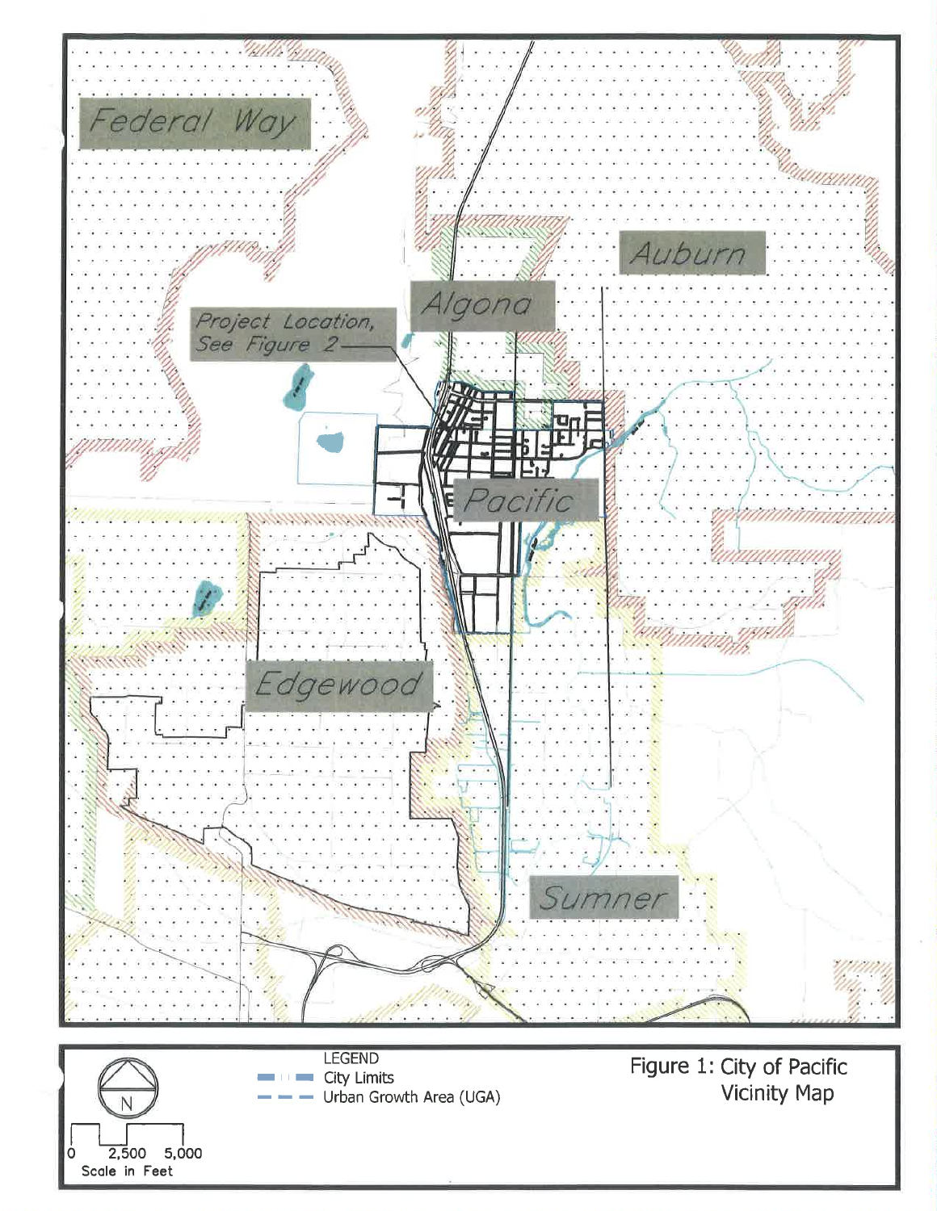Federal Way

Auburn

Algona

Project Location, See Figure 2

Pacific

Edgewood

Sumner

N

0 2,500 5,000
Scale in Feet

LEGEND
City Limits
Urban Growth Area (UGA)

Figure 1: City of Pacific Vicinity Map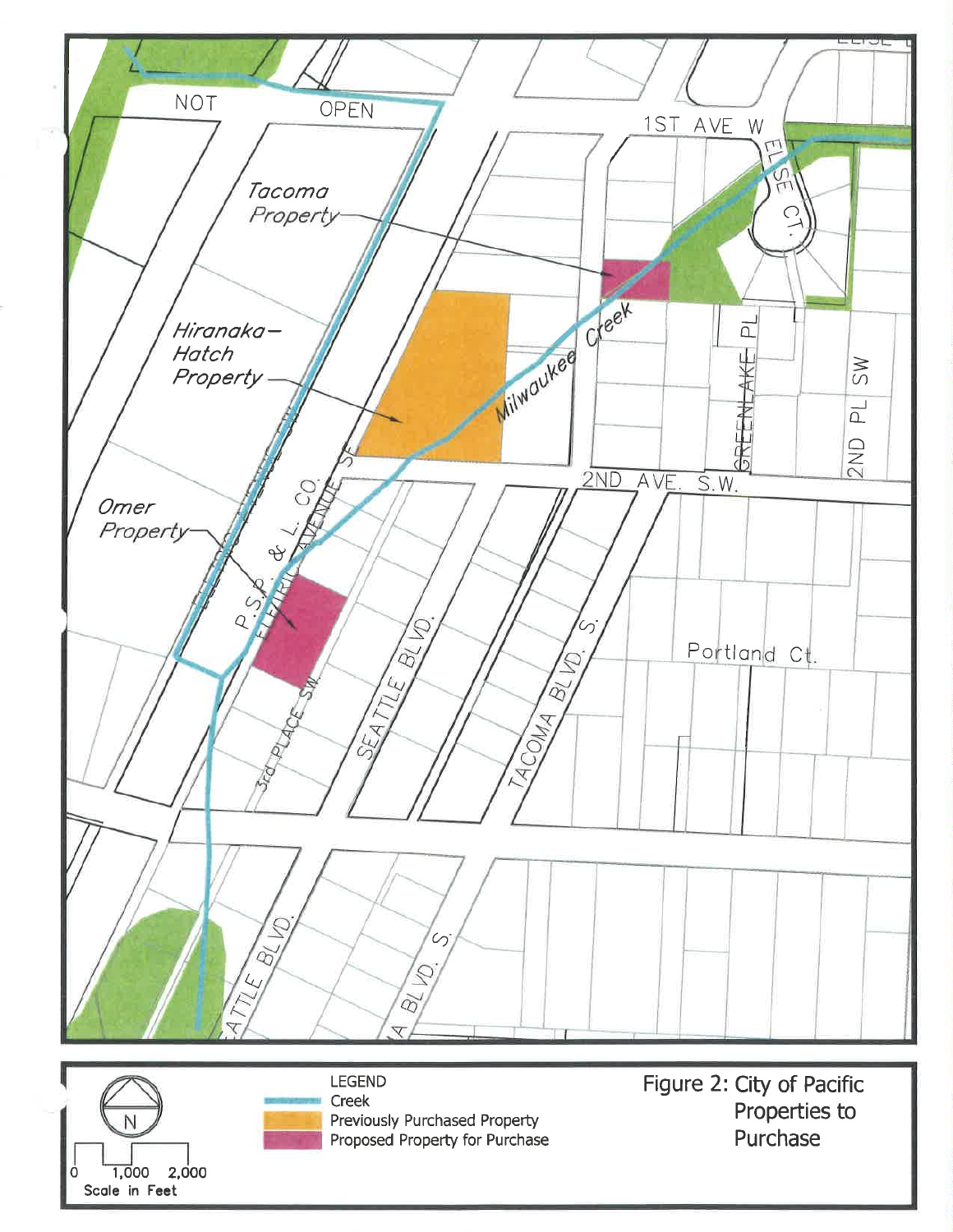NOT OPEN

1ST AVE W

ELSE CT.

*Tacoma Property*

*Hiranaka–Hatch Property*

*Omer Property*

Milwaukee Creek

GREENLAKE PL

2ND PL SW

2ND AVE. S.W.

P.S.P. & L. CO.

ELECTRIC AVENUE SE

3rd PLACE SW

SEATTLE BLVD.

TACOMA BLVD. S.

Portland Ct.

SEATTLE BLVD.

A BLVD. S.

LEGEND

- Creek
- Previously Purchased Property
- Proposed Property for Purchase

N

0 1,000 2,000

Scale in Feet

Figure 2: City of Pacific Properties to Purchase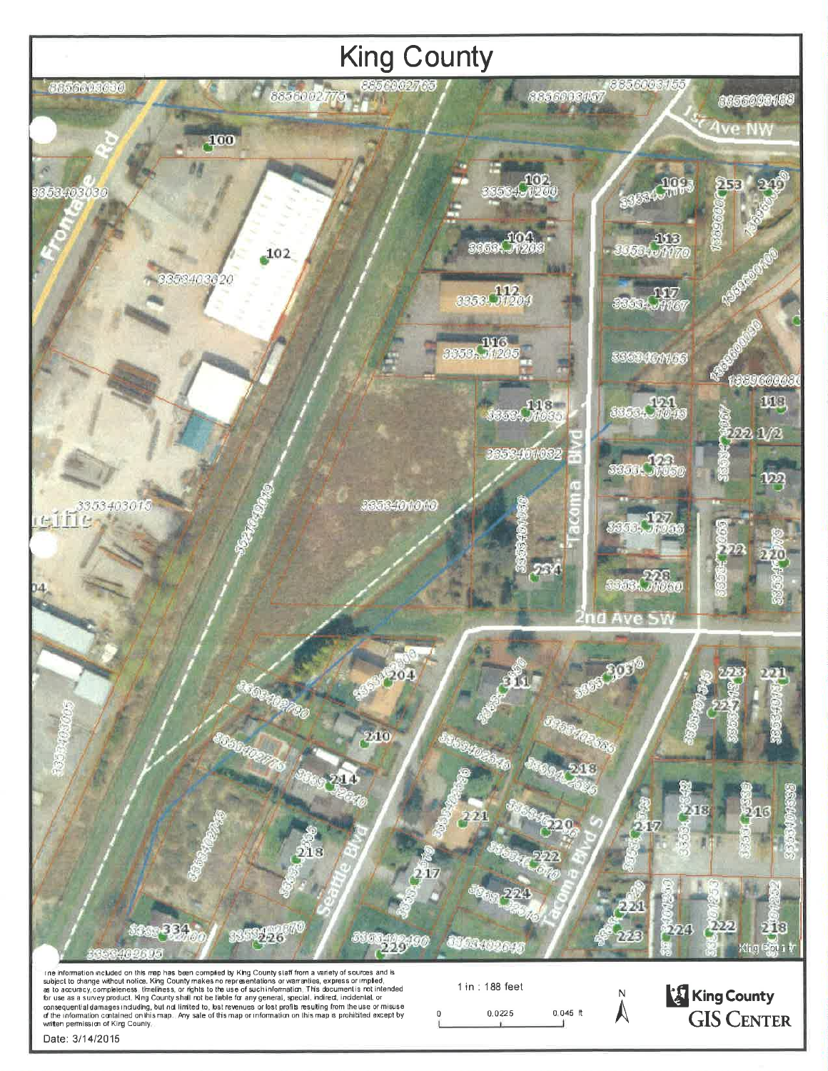# King County

The information included on this map has been compiled by King County staff from a variety of sources and is subject to change without notice. King County makes no representations or warranties, express or implied, as to accuracy, completeness, timeliness, or rights to the use of such information. This document is not intended for use as a survey product. King County shall not be liable for any general, special, indirect, incidental, or consequential damages including, but not limited to, lost revenues or lost profits resulting from the use or misuse of the information contained on this map. Any sale of this map or information on this map is prohibited except by written permission of King County.

1 in : 188 feet

0 0.0225 0.045 ft

N

King County GIS Center

Date: 3/14/2015